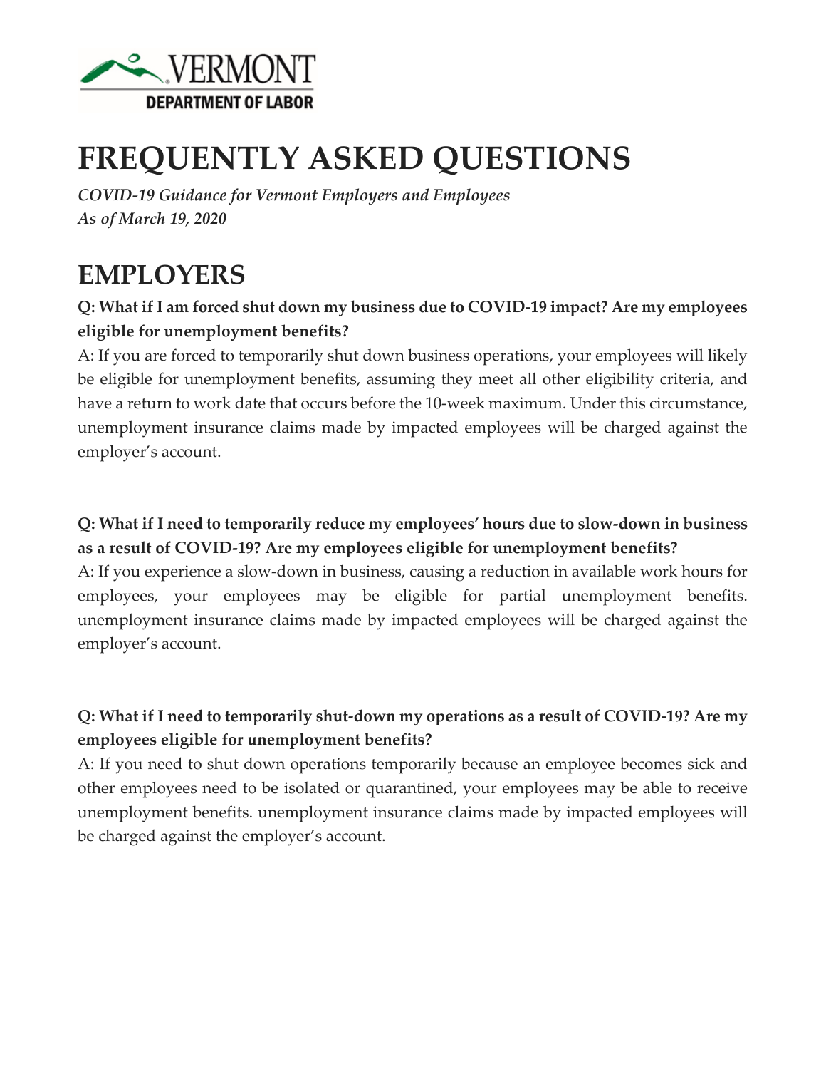VERMONT DEPARTMENT OF LABOR

# FREQUENTLY ASKED QUESTIONS

*COVID-19 Guidance for Vermont Employers and Employees*
*As of March 19, 2020*

## EMPLOYERS

**Q: What if I am forced shut down my business due to COVID-19 impact? Are my employees eligible for unemployment benefits?**

A: If you are forced to temporarily shut down business operations, your employees will likely be eligible for unemployment benefits, assuming they meet all other eligibility criteria, and have a return to work date that occurs before the 10-week maximum. Under this circumstance, unemployment insurance claims made by impacted employees will be charged against the employer's account.

**Q: What if I need to temporarily reduce my employees' hours due to slow-down in business as a result of COVID-19? Are my employees eligible for unemployment benefits?**

A: If you experience a slow-down in business, causing a reduction in available work hours for employees, your employees may be eligible for partial unemployment benefits. unemployment insurance claims made by impacted employees will be charged against the employer's account.

**Q: What if I need to temporarily shut-down my operations as a result of COVID-19? Are my employees eligible for unemployment benefits?**

A: If you need to shut down operations temporarily because an employee becomes sick and other employees need to be isolated or quarantined, your employees may be able to receive unemployment benefits. unemployment insurance claims made by impacted employees will be charged against the employer's account.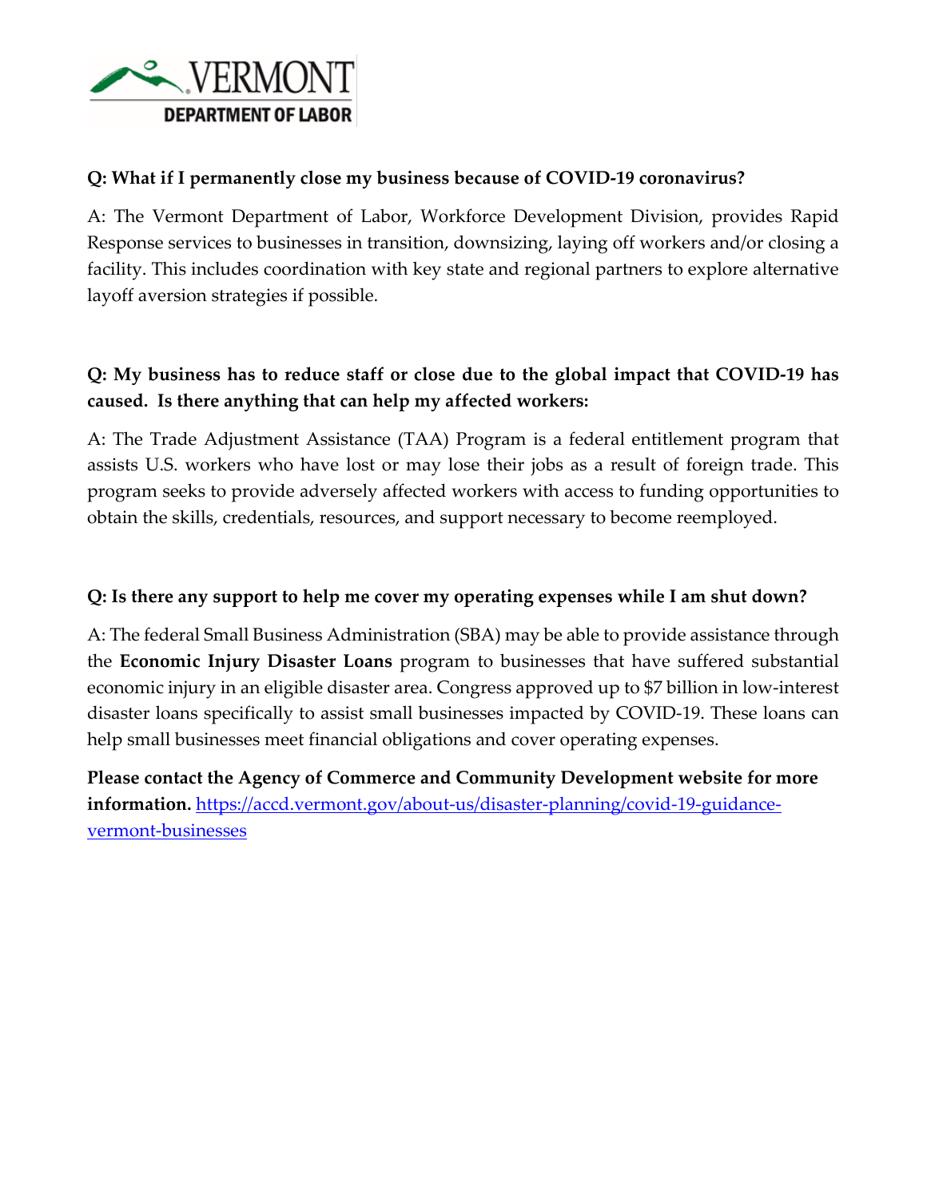**VERMONT**
**DEPARTMENT OF LABOR**

**Q: What if I permanently close my business because of COVID-19 coronavirus?**

A: The Vermont Department of Labor, Workforce Development Division, provides Rapid Response services to businesses in transition, downsizing, laying off workers and/or closing a facility. This includes coordination with key state and regional partners to explore alternative layoff aversion strategies if possible.

**Q: My business has to reduce staff or close due to the global impact that COVID-19 has caused. Is there anything that can help my affected workers:**

A: The Trade Adjustment Assistance (TAA) Program is a federal entitlement program that assists U.S. workers who have lost or may lose their jobs as a result of foreign trade. This program seeks to provide adversely affected workers with access to funding opportunities to obtain the skills, credentials, resources, and support necessary to become reemployed.

**Q: Is there any support to help me cover my operating expenses while I am shut down?**

A: The federal Small Business Administration (SBA) may be able to provide assistance through the **Economic Injury Disaster Loans** program to businesses that have suffered substantial economic injury in an eligible disaster area. Congress approved up to $7 billion in low-interest disaster loans specifically to assist small businesses impacted by COVID-19. These loans can help small businesses meet financial obligations and cover operating expenses.

**Please contact the Agency of Commerce and Community Development website for more information.** https://accd.vermont.gov/about-us/disaster-planning/covid-19-guidance-vermont-businesses